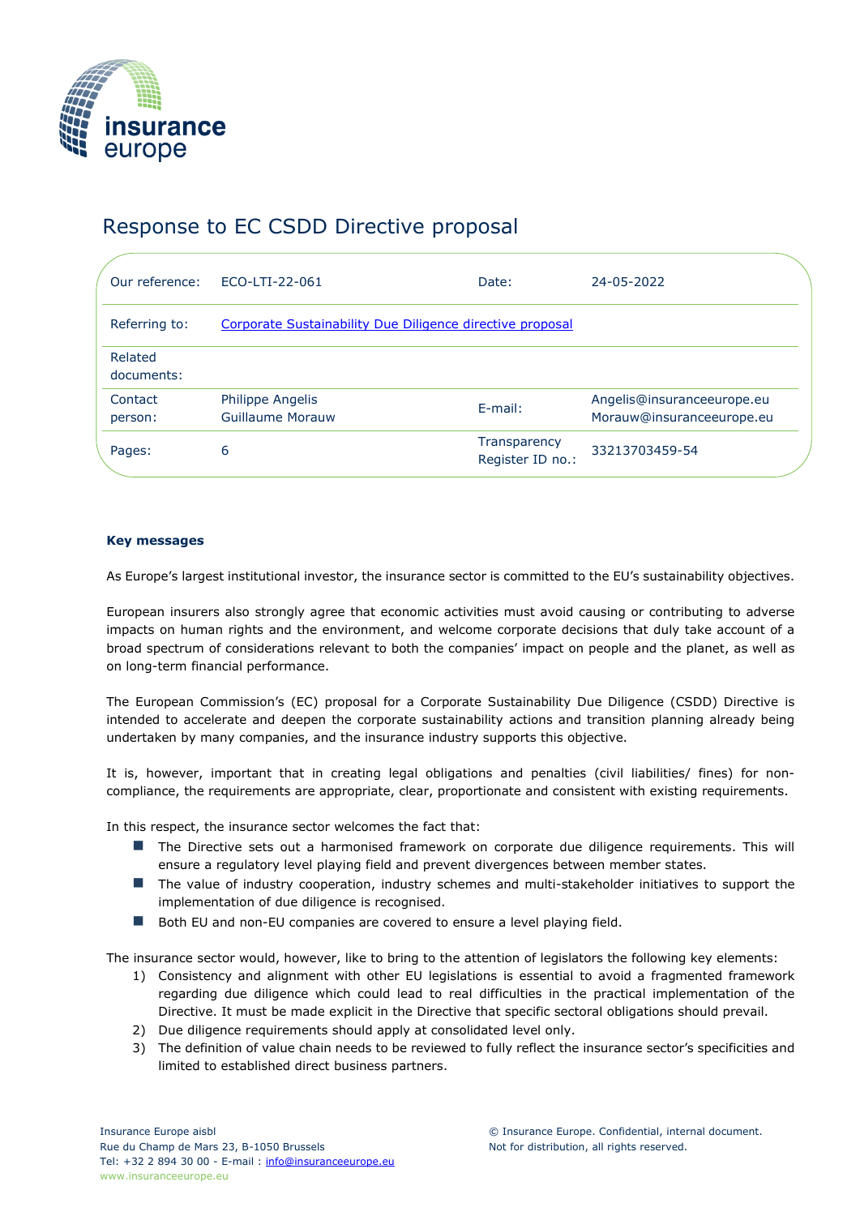insurance europe

# Response to EC CSDD Directive proposal

| | | | |
|---|---|---|---|
| Our reference: | ECO-LTI-22-061 | Date: | 24-05-2022 |
| Referring to: | Corporate Sustainability Due Diligence directive proposal | | |
| Related documents: | | | |
| Contact person: | Philippe Angelis<br>Guillaume Morauw | E-mail: | Angelis@insuranceeurope.eu<br>Morauw@insuranceeurope.eu |
| Pages: | 6 | Transparency Register ID no.: | 33213703459-54 |

**Key messages**

As Europe's largest institutional investor, the insurance sector is committed to the EU's sustainability objectives.

European insurers also strongly agree that economic activities must avoid causing or contributing to adverse impacts on human rights and the environment, and welcome corporate decisions that duly take account of a broad spectrum of considerations relevant to both the companies' impact on people and the planet, as well as on long-term financial performance.

The European Commission's (EC) proposal for a Corporate Sustainability Due Diligence (CSDD) Directive is intended to accelerate and deepen the corporate sustainability actions and transition planning already being undertaken by many companies, and the insurance industry supports this objective.

It is, however, important that in creating legal obligations and penalties (civil liabilities/ fines) for non-compliance, the requirements are appropriate, clear, proportionate and consistent with existing requirements.

In this respect, the insurance sector welcomes the fact that:

- The Directive sets out a harmonised framework on corporate due diligence requirements. This will ensure a regulatory level playing field and prevent divergences between member states.
- The value of industry cooperation, industry schemes and multi-stakeholder initiatives to support the implementation of due diligence is recognised.
- Both EU and non-EU companies are covered to ensure a level playing field.

The insurance sector would, however, like to bring to the attention of legislators the following key elements:

1) Consistency and alignment with other EU legislations is essential to avoid a fragmented framework regarding due diligence which could lead to real difficulties in the practical implementation of the Directive. It must be made explicit in the Directive that specific sectoral obligations should prevail.
2) Due diligence requirements should apply at consolidated level only.
3) The definition of value chain needs to be reviewed to fully reflect the insurance sector's specificities and limited to established direct business partners.

Insurance Europe aisbl
Rue du Champ de Mars 23, B-1050 Brussels
Tel: +32 2 894 30 00 - E-mail : info@insuranceeurope.eu
www.insuranceeurope.eu

© Insurance Europe. Confidential, internal document.
Not for distribution, all rights reserved.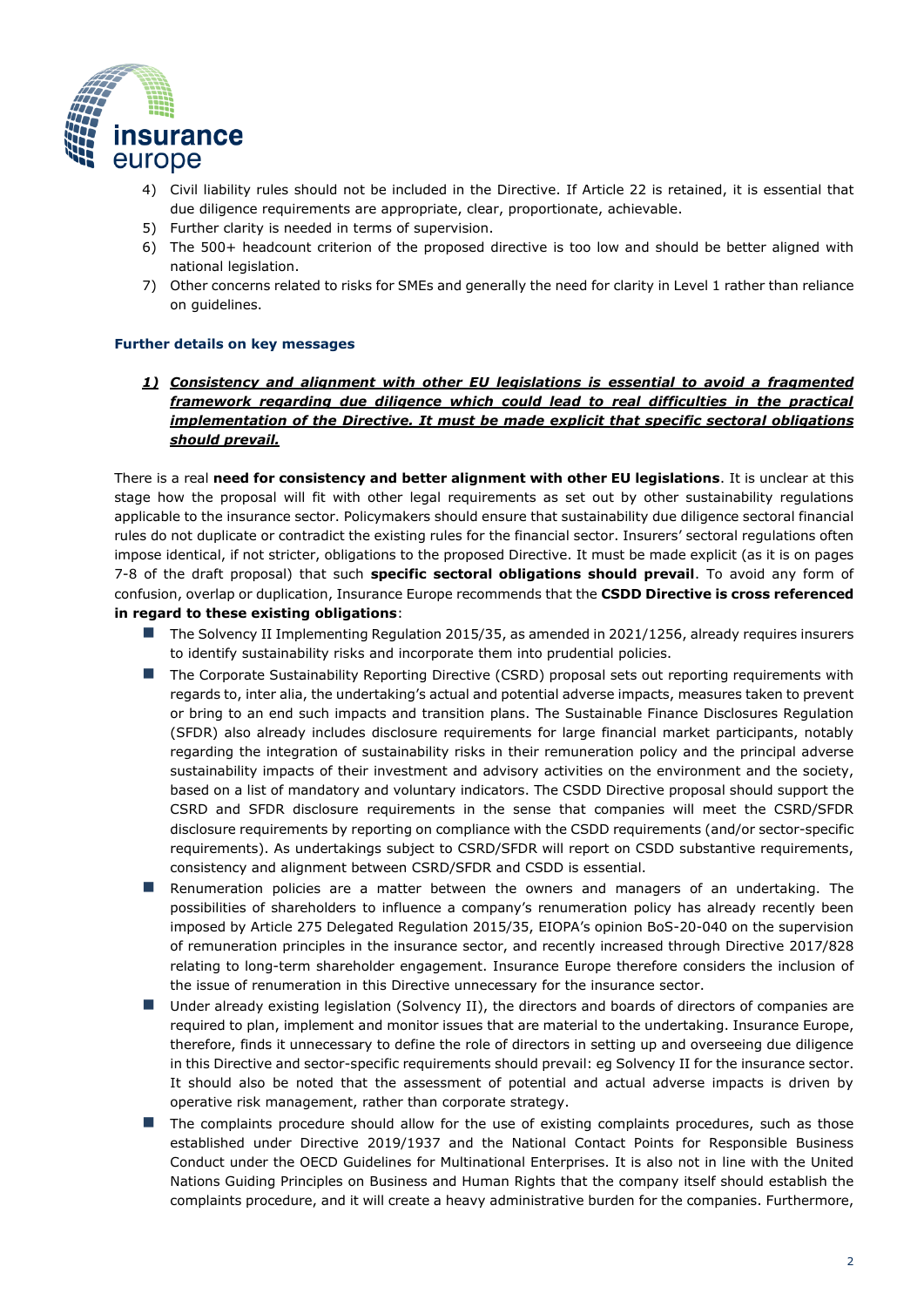4) Civil liability rules should not be included in the Directive. If Article 22 is retained, it is essential that due diligence requirements are appropriate, clear, proportionate, achievable.
5) Further clarity is needed in terms of supervision.
6) The 500+ headcount criterion of the proposed directive is too low and should be better aligned with national legislation.
7) Other concerns related to risks for SMEs and generally the need for clarity in Level 1 rather than reliance on guidelines.

### Further details on key messages

***1) Consistency and alignment with other EU legislations is essential to avoid a fragmented framework regarding due diligence which could lead to real difficulties in the practical implementation of the Directive. It must be made explicit that specific sectoral obligations should prevail.***

There is a real **need for consistency and better alignment with other EU legislations**. It is unclear at this stage how the proposal will fit with other legal requirements as set out by other sustainability regulations applicable to the insurance sector. Policymakers should ensure that sustainability due diligence sectoral financial rules do not duplicate or contradict the existing rules for the financial sector. Insurers' sectoral regulations often impose identical, if not stricter, obligations to the proposed Directive. It must be made explicit (as it is on pages 7-8 of the draft proposal) that such **specific sectoral obligations should prevail**. To avoid any form of confusion, overlap or duplication, Insurance Europe recommends that the **CSDD Directive is cross referenced in regard to these existing obligations**:

- The Solvency II Implementing Regulation 2015/35, as amended in 2021/1256, already requires insurers to identify sustainability risks and incorporate them into prudential policies.
- The Corporate Sustainability Reporting Directive (CSRD) proposal sets out reporting requirements with regards to, inter alia, the undertaking's actual and potential adverse impacts, measures taken to prevent or bring to an end such impacts and transition plans. The Sustainable Finance Disclosures Regulation (SFDR) also already includes disclosure requirements for large financial market participants, notably regarding the integration of sustainability risks in their remuneration policy and the principal adverse sustainability impacts of their investment and advisory activities on the environment and the society, based on a list of mandatory and voluntary indicators. The CSDD Directive proposal should support the CSRD and SFDR disclosure requirements in the sense that companies will meet the CSRD/SFDR disclosure requirements by reporting on compliance with the CSDD requirements (and/or sector-specific requirements). As undertakings subject to CSRD/SFDR will report on CSDD substantive requirements, consistency and alignment between CSRD/SFDR and CSDD is essential.
- Renumeration policies are a matter between the owners and managers of an undertaking. The possibilities of shareholders to influence a company's renumeration policy has already recently been imposed by Article 275 Delegated Regulation 2015/35, EIOPA's opinion BoS-20-040 on the supervision of remuneration principles in the insurance sector, and recently increased through Directive 2017/828 relating to long-term shareholder engagement. Insurance Europe therefore considers the inclusion of the issue of renumeration in this Directive unnecessary for the insurance sector.
- Under already existing legislation (Solvency II), the directors and boards of directors of companies are required to plan, implement and monitor issues that are material to the undertaking. Insurance Europe, therefore, finds it unnecessary to define the role of directors in setting up and overseeing due diligence in this Directive and sector-specific requirements should prevail: eg Solvency II for the insurance sector. It should also be noted that the assessment of potential and actual adverse impacts is driven by operative risk management, rather than corporate strategy.
- The complaints procedure should allow for the use of existing complaints procedures, such as those established under Directive 2019/1937 and the National Contact Points for Responsible Business Conduct under the OECD Guidelines for Multinational Enterprises. It is also not in line with the United Nations Guiding Principles on Business and Human Rights that the company itself should establish the complaints procedure, and it will create a heavy administrative burden for the companies. Furthermore,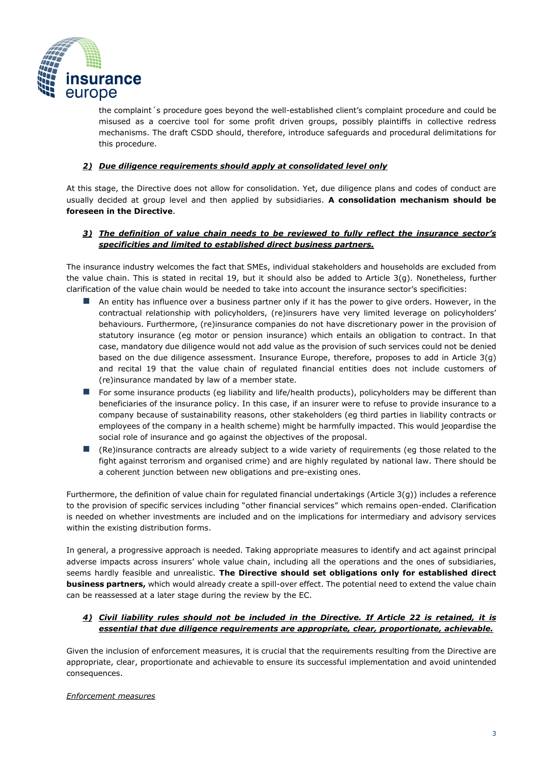the complaint´s procedure goes beyond the well-established client's complaint procedure and could be misused as a coercive tool for some profit driven groups, possibly plaintiffs in collective redress mechanisms. The draft CSDD should, therefore, introduce safeguards and procedural delimitations for this procedure.

### ***2) Due diligence requirements should apply at consolidated level only***

At this stage, the Directive does not allow for consolidation. Yet, due diligence plans and codes of conduct are usually decided at group level and then applied by subsidiaries. **A consolidation mechanism should be foreseen in the Directive**.

### ***3) The definition of value chain needs to be reviewed to fully reflect the insurance sector's specificities and limited to established direct business partners.***

The insurance industry welcomes the fact that SMEs, individual stakeholders and households are excluded from the value chain. This is stated in recital 19, but it should also be added to Article 3(g). Nonetheless, further clarification of the value chain would be needed to take into account the insurance sector's specificities:

- An entity has influence over a business partner only if it has the power to give orders. However, in the contractual relationship with policyholders, (re)insurers have very limited leverage on policyholders' behaviours. Furthermore, (re)insurance companies do not have discretionary power in the provision of statutory insurance (eg motor or pension insurance) which entails an obligation to contract. In that case, mandatory due diligence would not add value as the provision of such services could not be denied based on the due diligence assessment. Insurance Europe, therefore, proposes to add in Article 3(g) and recital 19 that the value chain of regulated financial entities does not include customers of (re)insurance mandated by law of a member state.
- For some insurance products (eg liability and life/health products), policyholders may be different than beneficiaries of the insurance policy. In this case, if an insurer were to refuse to provide insurance to a company because of sustainability reasons, other stakeholders (eg third parties in liability contracts or employees of the company in a health scheme) might be harmfully impacted. This would jeopardise the social role of insurance and go against the objectives of the proposal.
- (Re)insurance contracts are already subject to a wide variety of requirements (eg those related to the fight against terrorism and organised crime) and are highly regulated by national law. There should be a coherent junction between new obligations and pre-existing ones.

Furthermore, the definition of value chain for regulated financial undertakings (Article 3(g)) includes a reference to the provision of specific services including "other financial services" which remains open-ended. Clarification is needed on whether investments are included and on the implications for intermediary and advisory services within the existing distribution forms.

In general, a progressive approach is needed. Taking appropriate measures to identify and act against principal adverse impacts across insurers' whole value chain, including all the operations and the ones of subsidiaries, seems hardly feasible and unrealistic. **The Directive should set obligations only for established direct business partners,** which would already create a spill-over effect. The potential need to extend the value chain can be reassessed at a later stage during the review by the EC.

### ***4) Civil liability rules should not be included in the Directive. If Article 22 is retained, it is essential that due diligence requirements are appropriate, clear, proportionate, achievable.***

Given the inclusion of enforcement measures, it is crucial that the requirements resulting from the Directive are appropriate, clear, proportionate and achievable to ensure its successful implementation and avoid unintended consequences.

*Enforcement measures*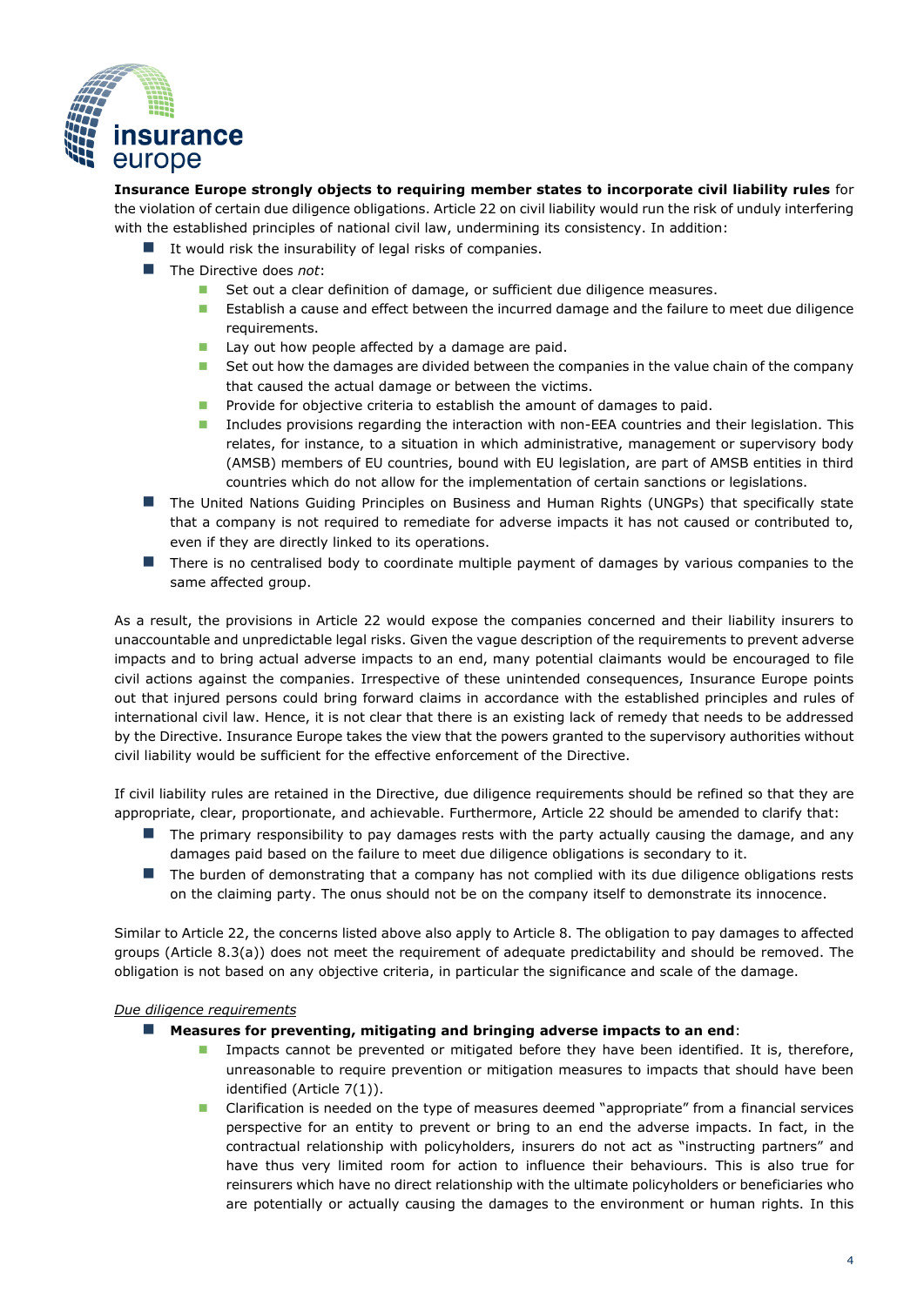**Insurance Europe strongly objects to requiring member states to incorporate civil liability rules** for the violation of certain due diligence obligations. Article 22 on civil liability would run the risk of unduly interfering with the established principles of national civil law, undermining its consistency. In addition:

- It would risk the insurability of legal risks of companies.
- The Directive does *not*:
  - Set out a clear definition of damage, or sufficient due diligence measures.
  - Establish a cause and effect between the incurred damage and the failure to meet due diligence requirements.
  - Lay out how people affected by a damage are paid.
  - Set out how the damages are divided between the companies in the value chain of the company that caused the actual damage or between the victims.
  - Provide for objective criteria to establish the amount of damages to paid.
  - Includes provisions regarding the interaction with non-EEA countries and their legislation. This relates, for instance, to a situation in which administrative, management or supervisory body (AMSB) members of EU countries, bound with EU legislation, are part of AMSB entities in third countries which do not allow for the implementation of certain sanctions or legislations.
- The United Nations Guiding Principles on Business and Human Rights (UNGPs) that specifically state that a company is not required to remediate for adverse impacts it has not caused or contributed to, even if they are directly linked to its operations.
- There is no centralised body to coordinate multiple payment of damages by various companies to the same affected group.

As a result, the provisions in Article 22 would expose the companies concerned and their liability insurers to unaccountable and unpredictable legal risks. Given the vague description of the requirements to prevent adverse impacts and to bring actual adverse impacts to an end, many potential claimants would be encouraged to file civil actions against the companies. Irrespective of these unintended consequences, Insurance Europe points out that injured persons could bring forward claims in accordance with the established principles and rules of international civil law. Hence, it is not clear that there is an existing lack of remedy that needs to be addressed by the Directive. Insurance Europe takes the view that the powers granted to the supervisory authorities without civil liability would be sufficient for the effective enforcement of the Directive.

If civil liability rules are retained in the Directive, due diligence requirements should be refined so that they are appropriate, clear, proportionate, and achievable. Furthermore, Article 22 should be amended to clarify that:

- The primary responsibility to pay damages rests with the party actually causing the damage, and any damages paid based on the failure to meet due diligence obligations is secondary to it.
- The burden of demonstrating that a company has not complied with its due diligence obligations rests on the claiming party. The onus should not be on the company itself to demonstrate its innocence.

Similar to Article 22, the concerns listed above also apply to Article 8. The obligation to pay damages to affected groups (Article 8.3(a)) does not meet the requirement of adequate predictability and should be removed. The obligation is not based on any objective criteria, in particular the significance and scale of the damage.

*Due diligence requirements*

- **Measures for preventing, mitigating and bringing adverse impacts to an end**:
  - Impacts cannot be prevented or mitigated before they have been identified. It is, therefore, unreasonable to require prevention or mitigation measures to impacts that should have been identified (Article 7(1)).
  - Clarification is needed on the type of measures deemed "appropriate" from a financial services perspective for an entity to prevent or bring to an end the adverse impacts. In fact, in the contractual relationship with policyholders, insurers do not act as "instructing partners" and have thus very limited room for action to influence their behaviours. This is also true for reinsurers which have no direct relationship with the ultimate policyholders or beneficiaries who are potentially or actually causing the damages to the environment or human rights. In this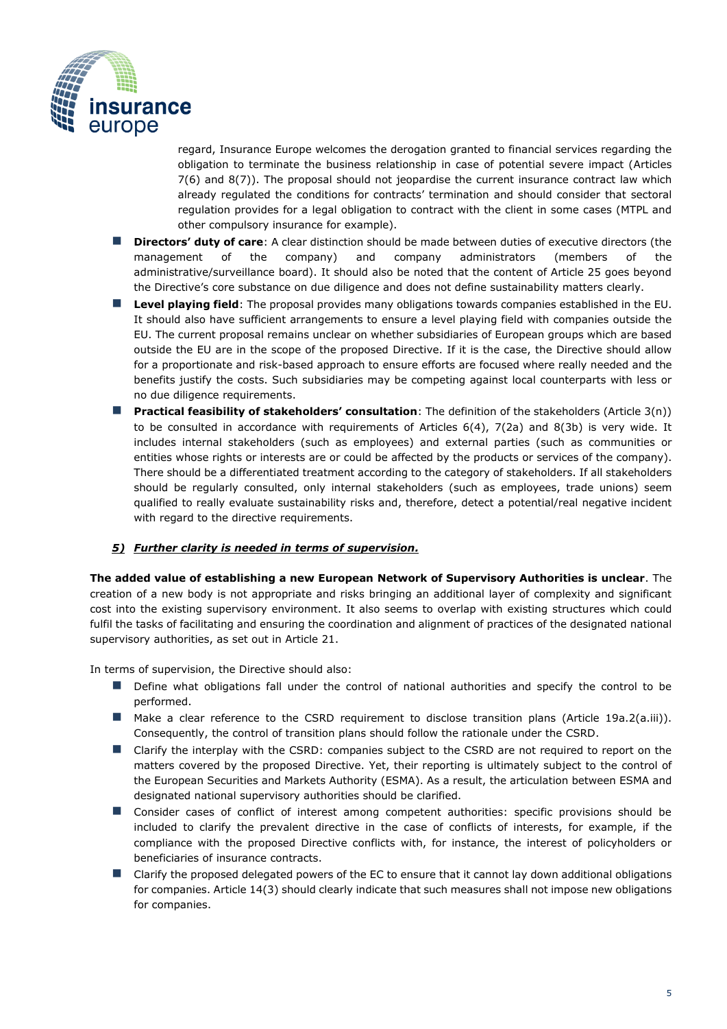regard, Insurance Europe welcomes the derogation granted to financial services regarding the obligation to terminate the business relationship in case of potential severe impact (Articles 7(6) and 8(7)). The proposal should not jeopardise the current insurance contract law which already regulated the conditions for contracts' termination and should consider that sectoral regulation provides for a legal obligation to contract with the client in some cases (MTPL and other compulsory insurance for example).

- **Directors' duty of care**: A clear distinction should be made between duties of executive directors (the management of the company) and company administrators (members of the administrative/surveillance board). It should also be noted that the content of Article 25 goes beyond the Directive's core substance on due diligence and does not define sustainability matters clearly.
- **Level playing field**: The proposal provides many obligations towards companies established in the EU. It should also have sufficient arrangements to ensure a level playing field with companies outside the EU. The current proposal remains unclear on whether subsidiaries of European groups which are based outside the EU are in the scope of the proposed Directive. If it is the case, the Directive should allow for a proportionate and risk-based approach to ensure efforts are focused where really needed and the benefits justify the costs. Such subsidiaries may be competing against local counterparts with less or no due diligence requirements.
- **Practical feasibility of stakeholders' consultation**: The definition of the stakeholders (Article 3(n)) to be consulted in accordance with requirements of Articles 6(4), 7(2a) and 8(3b) is very wide. It includes internal stakeholders (such as employees) and external parties (such as communities or entities whose rights or interests are or could be affected by the products or services of the company). There should be a differentiated treatment according to the category of stakeholders. If all stakeholders should be regularly consulted, only internal stakeholders (such as employees, trade unions) seem qualified to really evaluate sustainability risks and, therefore, detect a potential/real negative incident with regard to the directive requirements.

### ***5) Further clarity is needed in terms of supervision.***

**The added value of establishing a new European Network of Supervisory Authorities is unclear**. The creation of a new body is not appropriate and risks bringing an additional layer of complexity and significant cost into the existing supervisory environment. It also seems to overlap with existing structures which could fulfil the tasks of facilitating and ensuring the coordination and alignment of practices of the designated national supervisory authorities, as set out in Article 21.

In terms of supervision, the Directive should also:

- Define what obligations fall under the control of national authorities and specify the control to be performed.
- Make a clear reference to the CSRD requirement to disclose transition plans (Article 19a.2(a.iii)). Consequently, the control of transition plans should follow the rationale under the CSRD.
- Clarify the interplay with the CSRD: companies subject to the CSRD are not required to report on the matters covered by the proposed Directive. Yet, their reporting is ultimately subject to the control of the European Securities and Markets Authority (ESMA). As a result, the articulation between ESMA and designated national supervisory authorities should be clarified.
- Consider cases of conflict of interest among competent authorities: specific provisions should be included to clarify the prevalent directive in the case of conflicts of interests, for example, if the compliance with the proposed Directive conflicts with, for instance, the interest of policyholders or beneficiaries of insurance contracts.
- Clarify the proposed delegated powers of the EC to ensure that it cannot lay down additional obligations for companies. Article 14(3) should clearly indicate that such measures shall not impose new obligations for companies.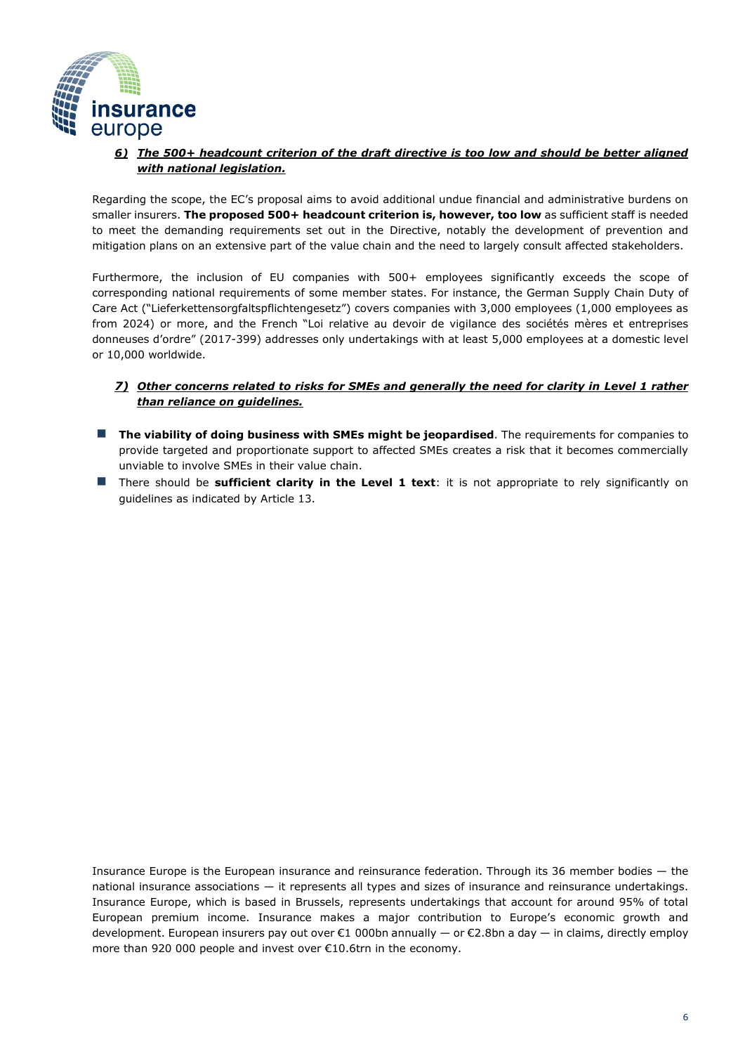6) ***The 500+ headcount criterion of the draft directive is too low and should be better aligned with national legislation.***

Regarding the scope, the EC's proposal aims to avoid additional undue financial and administrative burdens on smaller insurers. **The proposed 500+ headcount criterion is, however, too low** as sufficient staff is needed to meet the demanding requirements set out in the Directive, notably the development of prevention and mitigation plans on an extensive part of the value chain and the need to largely consult affected stakeholders.

Furthermore, the inclusion of EU companies with 500+ employees significantly exceeds the scope of corresponding national requirements of some member states. For instance, the German Supply Chain Duty of Care Act ("Lieferkettensorgfaltspflichtengesetz") covers companies with 3,000 employees (1,000 employees as from 2024) or more, and the French "Loi relative au devoir de vigilance des sociétés mères et entreprises donneuses d'ordre" (2017-399) addresses only undertakings with at least 5,000 employees at a domestic level or 10,000 worldwide.

7) ***Other concerns related to risks for SMEs and generally the need for clarity in Level 1 rather than reliance on guidelines.***

- **The viability of doing business with SMEs might be jeopardised**. The requirements for companies to provide targeted and proportionate support to affected SMEs creates a risk that it becomes commercially unviable to involve SMEs in their value chain.
- There should be **sufficient clarity in the Level 1 text**: it is not appropriate to rely significantly on guidelines as indicated by Article 13.

Insurance Europe is the European insurance and reinsurance federation. Through its 36 member bodies — the national insurance associations — it represents all types and sizes of insurance and reinsurance undertakings. Insurance Europe, which is based in Brussels, represents undertakings that account for around 95% of total European premium income. Insurance makes a major contribution to Europe's economic growth and development. European insurers pay out over €1 000bn annually — or €2.8bn a day — in claims, directly employ more than 920 000 people and invest over €10.6trn in the economy.